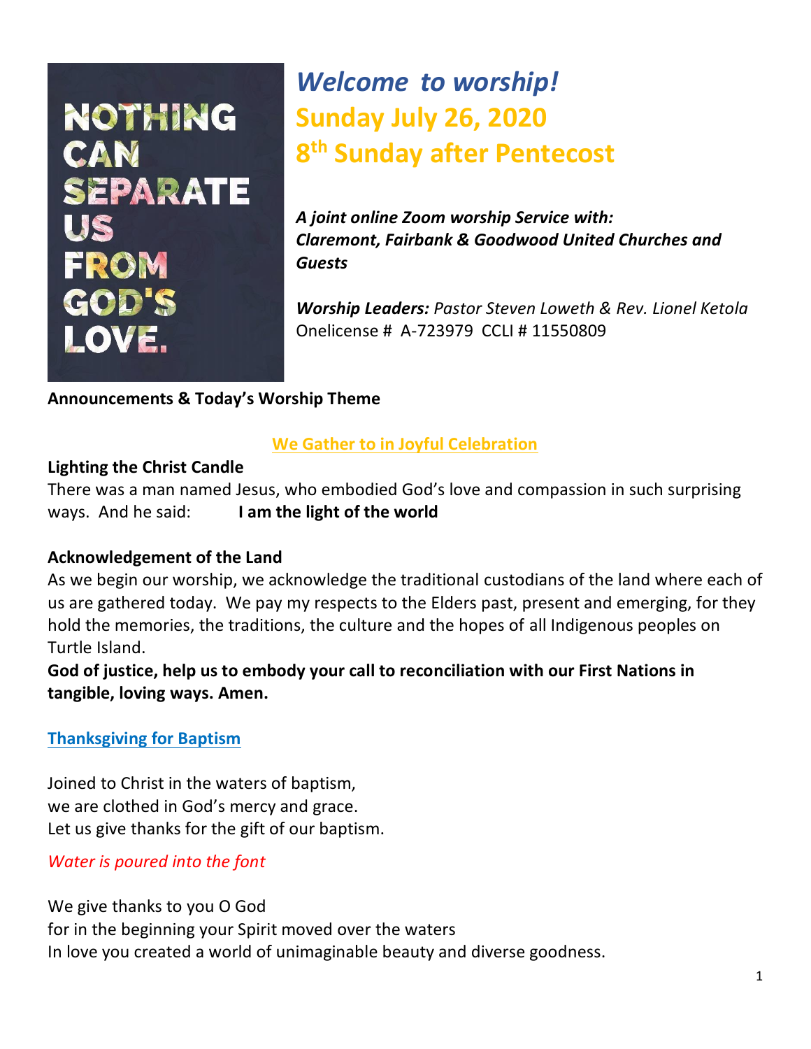NOTHING CAN SEPARATE US FROM GOD'S LOVE.

# *Welcome to worship!*

## Sunday July 26, 2020

## 8th Sunday after Pentecost

***A joint online Zoom worship Service with: Claremont, Fairbank & Goodwood United Churches and Guests***

***Worship Leaders:*** *Pastor Steven Loweth & Rev. Lionel Ketola*
Onelicense # A-723979 CCLI # 11550809

**Announcements & Today's Worship Theme**

### We Gather to in Joyful Celebration

**Lighting the Christ Candle**
There was a man named Jesus, who embodied God's love and compassion in such surprising ways. And he said: **I am the light of the world**

**Acknowledgement of the Land**
As we begin our worship, we acknowledge the traditional custodians of the land where each of us are gathered today. We pay my respects to the Elders past, present and emerging, for they hold the memories, the traditions, the culture and the hopes of all Indigenous peoples on Turtle Island.
**God of justice, help us to embody your call to reconciliation with our First Nations in tangible, loving ways. Amen.**

### Thanksgiving for Baptism

Joined to Christ in the waters of baptism,
we are clothed in God's mercy and grace.
Let us give thanks for the gift of our baptism.

*Water is poured into the font*

We give thanks to you O God
for in the beginning your Spirit moved over the waters
In love you created a world of unimaginable beauty and diverse goodness.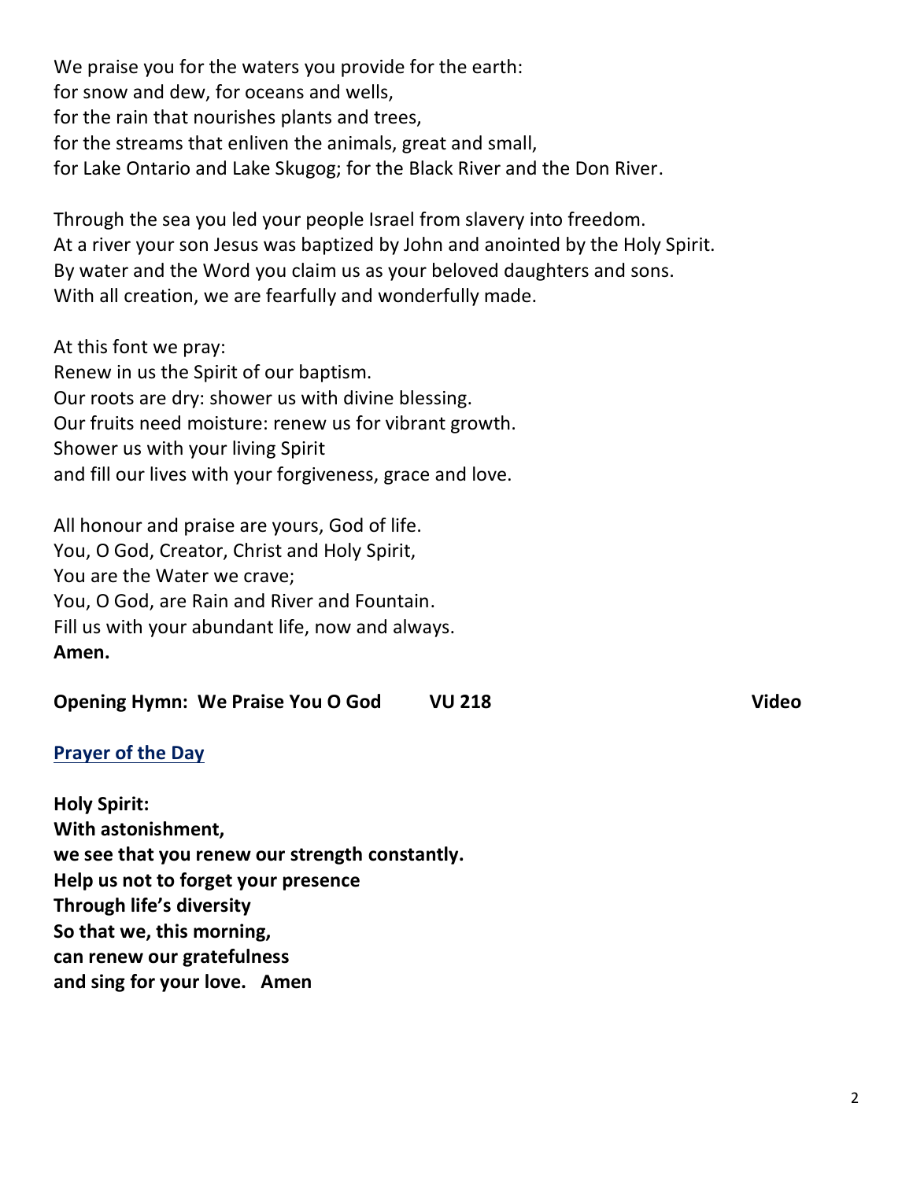We praise you for the waters you provide for the earth:
for snow and dew, for oceans and wells,
for the rain that nourishes plants and trees,
for the streams that enliven the animals, great and small,
for Lake Ontario and Lake Skugog; for the Black River and the Don River.

Through the sea you led your people Israel from slavery into freedom.
At a river your son Jesus was baptized by John and anointed by the Holy Spirit.
By water and the Word you claim us as your beloved daughters and sons.
With all creation, we are fearfully and wonderfully made.

At this font we pray:
Renew in us the Spirit of our baptism.
Our roots are dry: shower us with divine blessing.
Our fruits need moisture: renew us for vibrant growth.
Shower us with your living Spirit
and fill our lives with your forgiveness, grace and love.

All honour and praise are yours, God of life.
You, O God, Creator, Christ and Holy Spirit,
You are the Water we crave;
You, O God, are Rain and River and Fountain.
Fill us with your abundant life, now and always.
**Amen.**

**Opening Hymn: We Praise You O God VU 218 Video**

## Prayer of the Day

**Holy Spirit:**
**With astonishment,**
**we see that you renew our strength constantly.**
**Help us not to forget your presence**
**Through life's diversity**
**So that we, this morning,**
**can renew our gratefulness**
**and sing for your love. Amen**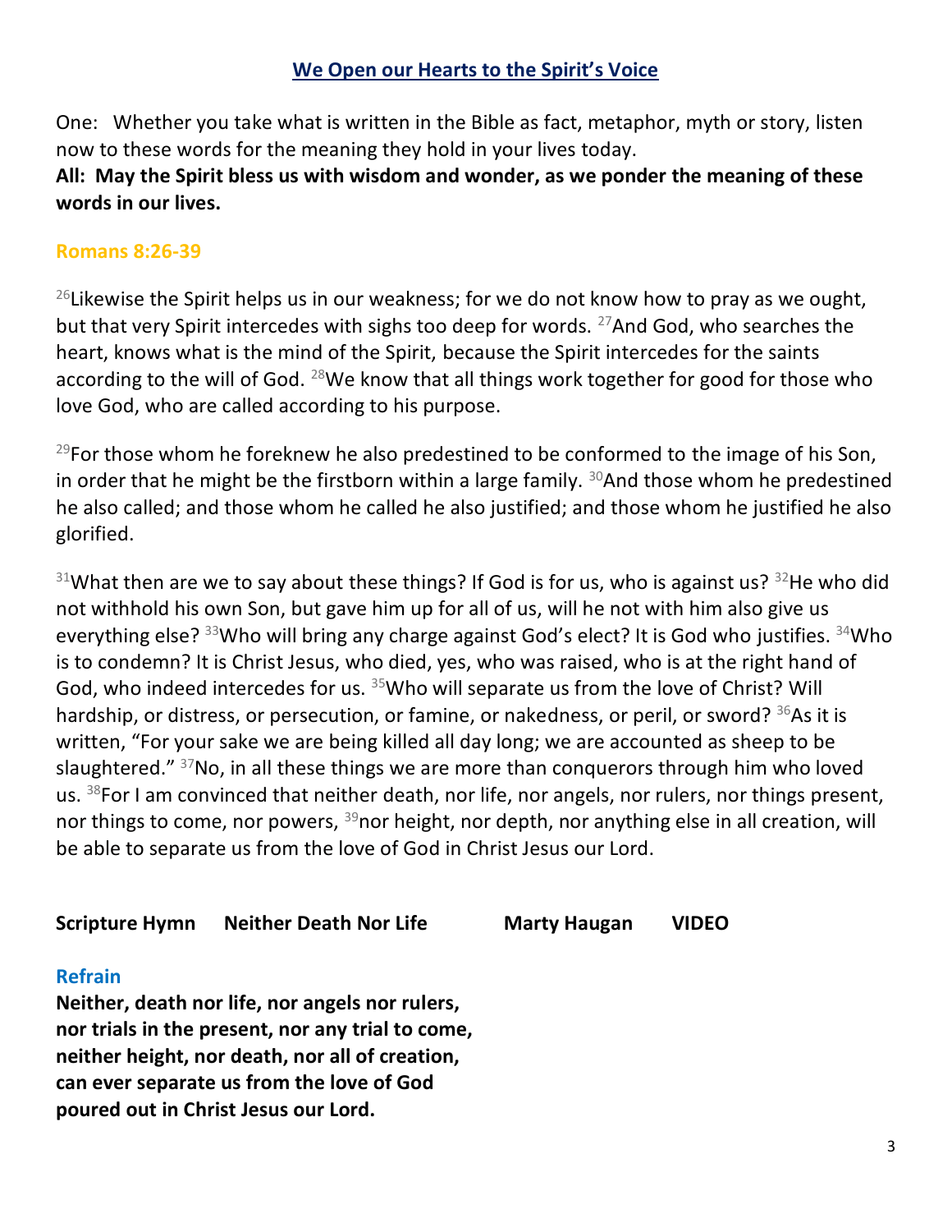## We Open our Hearts to the Spirit's Voice

One: Whether you take what is written in the Bible as fact, metaphor, myth or story, listen now to these words for the meaning they hold in your lives today.

**All: May the Spirit bless us with wisdom and wonder, as we ponder the meaning of these words in our lives.**

### Romans 8:26-39

[26]Likewise the Spirit helps us in our weakness; for we do not know how to pray as we ought, but that very Spirit intercedes with sighs too deep for words. [27]And God, who searches the heart, knows what is the mind of the Spirit, because the Spirit intercedes for the saints according to the will of God. [28]We know that all things work together for good for those who love God, who are called according to his purpose.

[29]For those whom he foreknew he also predestined to be conformed to the image of his Son, in order that he might be the firstborn within a large family. [30]And those whom he predestined he also called; and those whom he called he also justified; and those whom he justified he also glorified.

[31]What then are we to say about these things? If God is for us, who is against us? [32]He who did not withhold his own Son, but gave him up for all of us, will he not with him also give us everything else? [33]Who will bring any charge against God's elect? It is God who justifies. [34]Who is to condemn? It is Christ Jesus, who died, yes, who was raised, who is at the right hand of God, who indeed intercedes for us. [35]Who will separate us from the love of Christ? Will hardship, or distress, or persecution, or famine, or nakedness, or peril, or sword? [36]As it is written, "For your sake we are being killed all day long; we are accounted as sheep to be slaughtered." [37]No, in all these things we are more than conquerors through him who loved us. [38]For I am convinced that neither death, nor life, nor angels, nor rulers, nor things present, nor things to come, nor powers, [39]nor height, nor depth, nor anything else in all creation, will be able to separate us from the love of God in Christ Jesus our Lord.

**Scripture Hymn Neither Death Nor Life Marty Haugan VIDEO**

### Refrain

**Neither, death nor life, nor angels nor rulers,**
**nor trials in the present, nor any trial to come,**
**neither height, nor death, nor all of creation,**
**can ever separate us from the love of God**
**poured out in Christ Jesus our Lord.**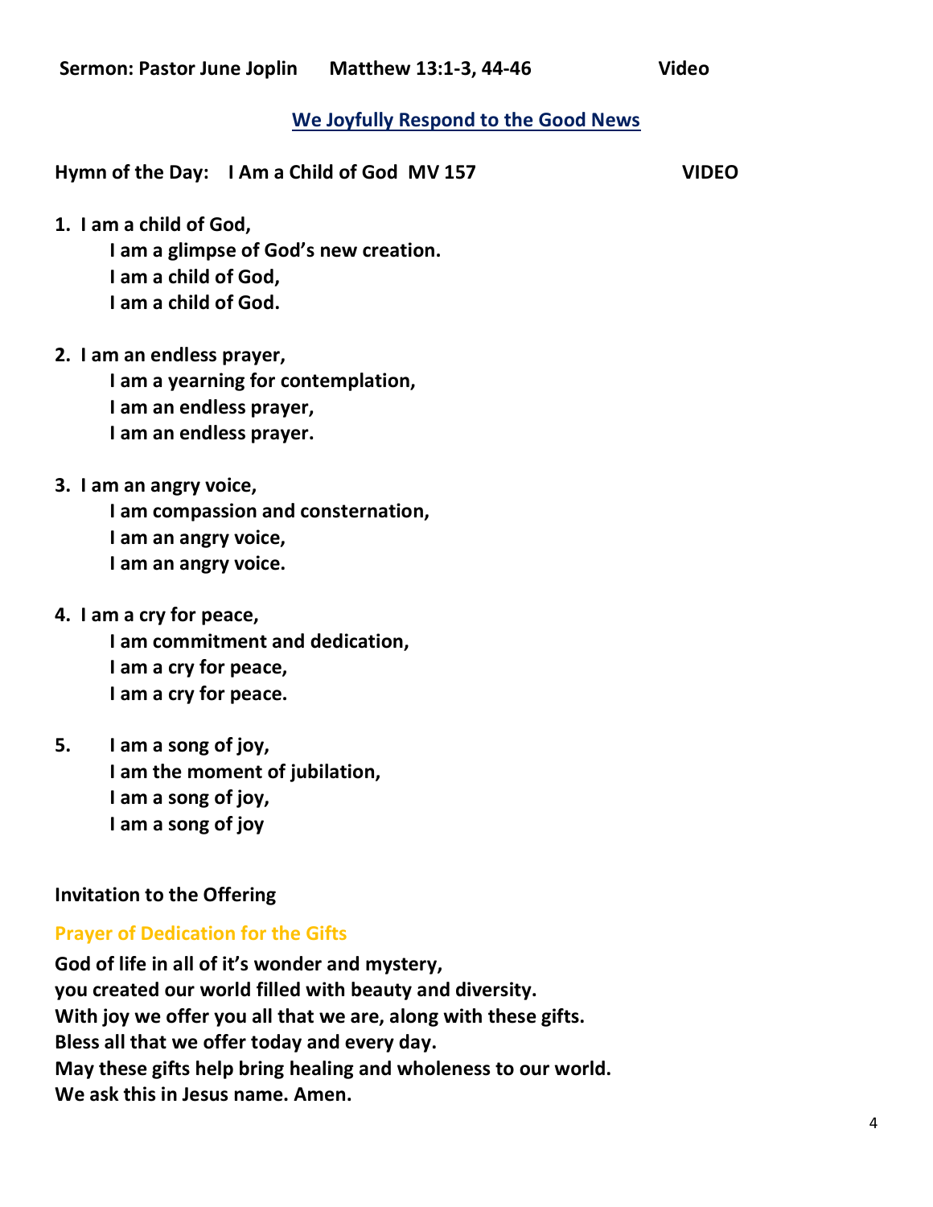**Sermon: Pastor June Joplin Matthew 13:1-3, 44-46 Video**

## We Joyfully Respond to the Good News

**Hymn of the Day: I Am a Child of God MV 157 VIDEO**

**1. I am a child of God,**
**I am a glimpse of God's new creation.**
**I am a child of God,**
**I am a child of God.**

**2. I am an endless prayer,**
**I am a yearning for contemplation,**
**I am an endless prayer,**
**I am an endless prayer.**

**3. I am an angry voice,**
**I am compassion and consternation,**
**I am an angry voice,**
**I am an angry voice.**

**4. I am a cry for peace,**
**I am commitment and dedication,**
**I am a cry for peace,**
**I am a cry for peace.**

**5. I am a song of joy,**
**I am the moment of jubilation,**
**I am a song of joy,**
**I am a song of joy**

**Invitation to the Offering**

### Prayer of Dedication for the Gifts

**God of life in all of it's wonder and mystery,**
**you created our world filled with beauty and diversity.**
**With joy we offer you all that we are, along with these gifts.**
**Bless all that we offer today and every day.**
**May these gifts help bring healing and wholeness to our world.**
**We ask this in Jesus name. Amen.**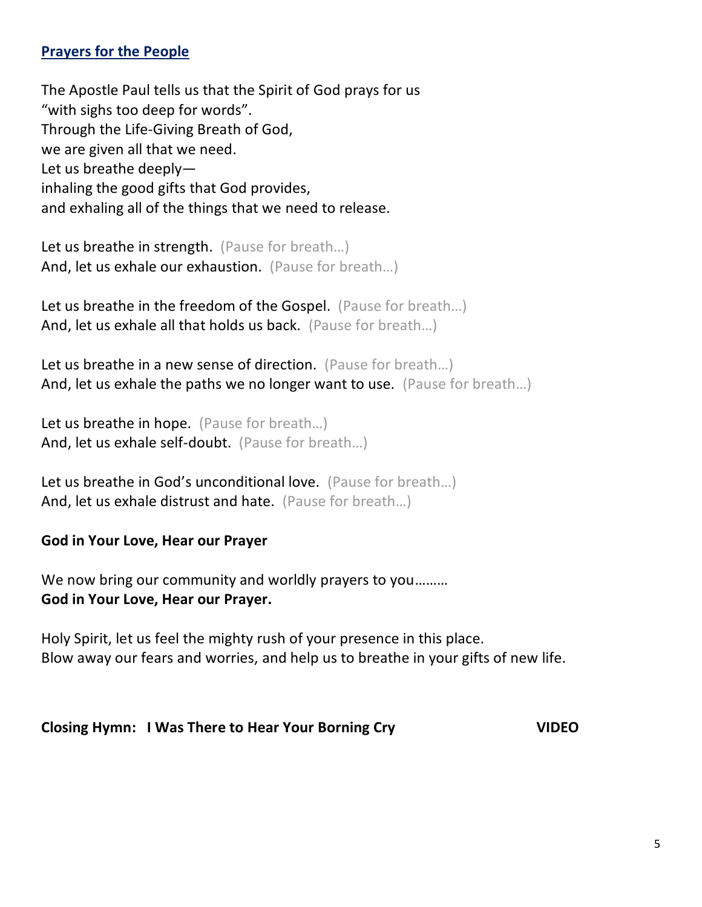## Prayers for the People

The Apostle Paul tells us that the Spirit of God prays for us
"with sighs too deep for words".
Through the Life-Giving Breath of God,
we are given all that we need.
Let us breathe deeply—
inhaling the good gifts that God provides,
and exhaling all of the things that we need to release.

Let us breathe in strength. (Pause for breath…)
And, let us exhale our exhaustion. (Pause for breath…)

Let us breathe in the freedom of the Gospel. (Pause for breath…)
And, let us exhale all that holds us back. (Pause for breath…)

Let us breathe in a new sense of direction. (Pause for breath…)
And, let us exhale the paths we no longer want to use. (Pause for breath…)

Let us breathe in hope. (Pause for breath…)
And, let us exhale self-doubt. (Pause for breath…)

Let us breathe in God's unconditional love. (Pause for breath…)
And, let us exhale distrust and hate. (Pause for breath…)

**God in Your Love, Hear our Prayer**

We now bring our community and worldly prayers to you………
**God in Your Love, Hear our Prayer.**

Holy Spirit, let us feel the mighty rush of your presence in this place.
Blow away our fears and worries, and help us to breathe in your gifts of new life.

**Closing Hymn: I Was There to Hear Your Borning Cry** **VIDEO**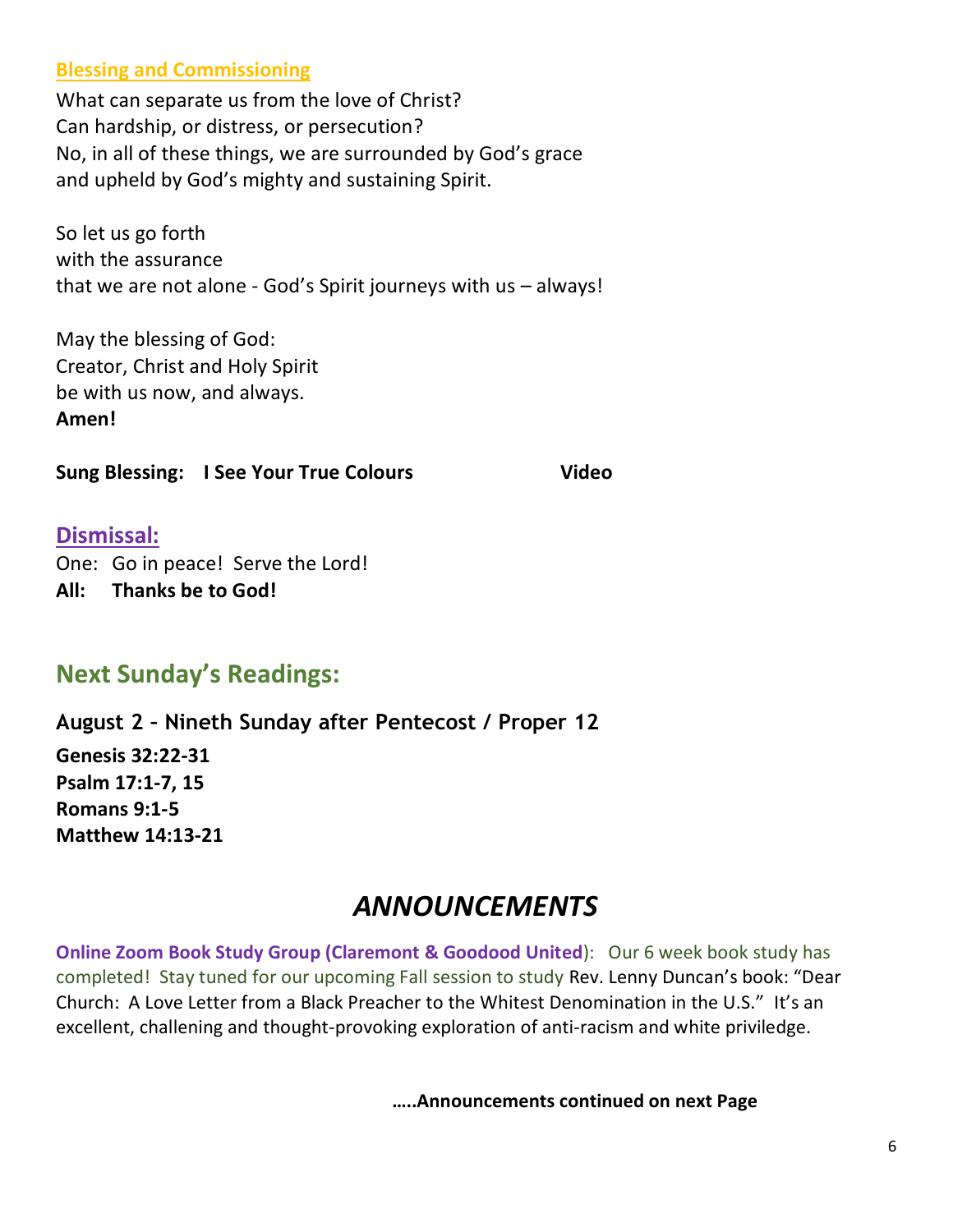## Blessing and Commissioning

What can separate us from the love of Christ?
Can hardship, or distress, or persecution?
No, in all of these things, we are surrounded by God's grace
and upheld by God's mighty and sustaining Spirit.

So let us go forth
with the assurance
that we are not alone - God's Spirit journeys with us – always!

May the blessing of God:
Creator, Christ and Holy Spirit
be with us now, and always.
**Amen!**

**Sung Blessing: I See Your True Colours** **Video**

## Dismissal:

One: Go in peace! Serve the Lord!
**All: Thanks be to God!**

## Next Sunday's Readings:

**August 2 - Nineth Sunday after Pentecost / Proper 12**

**Genesis 32:22-31**
**Psalm 17:1-7, 15**
**Romans 9:1-5**
**Matthew 14:13-21**

# *ANNOUNCEMENTS*

**Online Zoom Book Study Group (Claremont & Goodood United)**: Our 6 week book study has completed! Stay tuned for our upcoming Fall session to study Rev. Lenny Duncan's book: "Dear Church: A Love Letter from a Black Preacher to the Whitest Denomination in the U.S." It's an excellent, challenging and thought-provoking exploration of anti-racism and white priviledge.

**…..Announcements continued on next Page**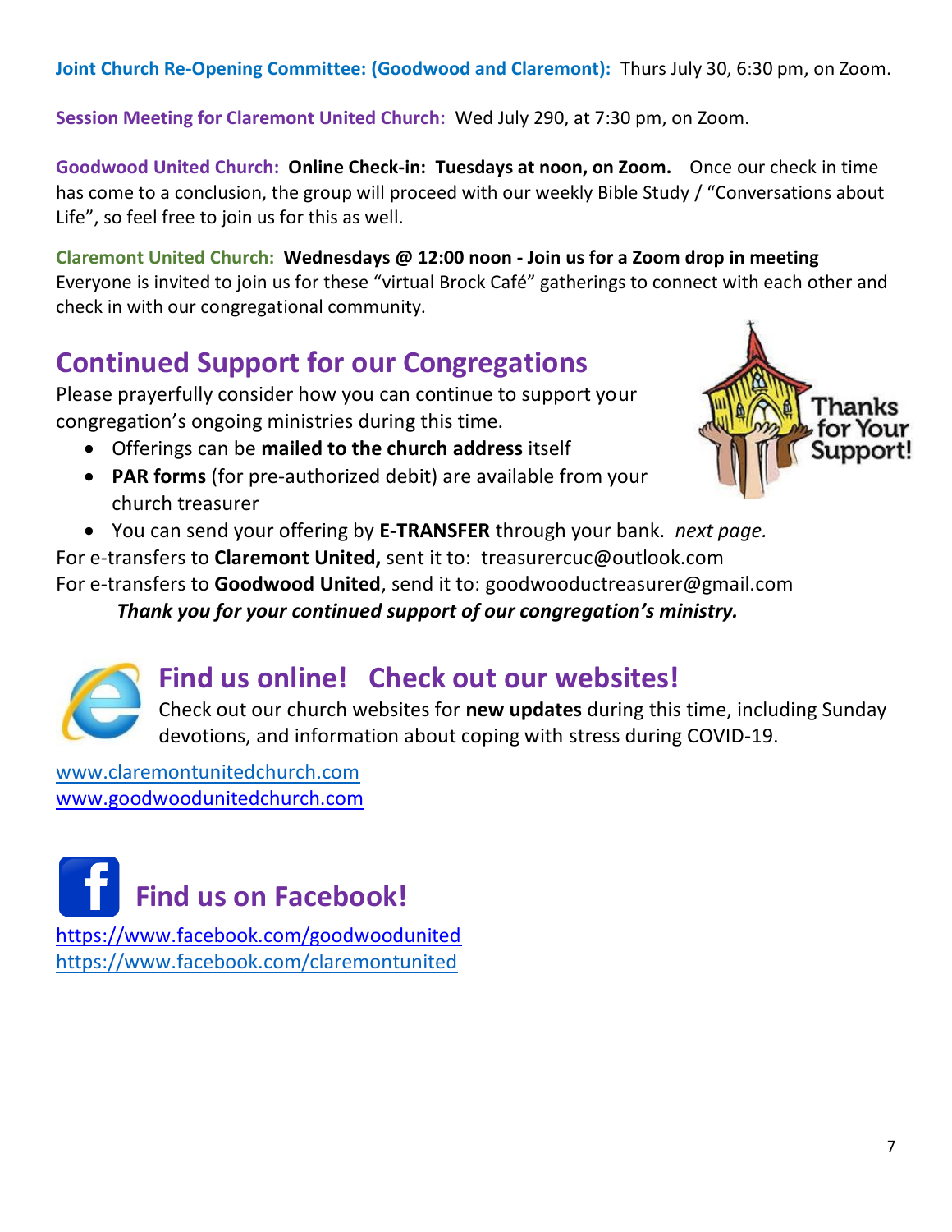**Joint Church Re-Opening Committee: (Goodwood and Claremont):** Thurs July 30, 6:30 pm, on Zoom.

**Session Meeting for Claremont United Church:** Wed July 290, at 7:30 pm, on Zoom.

**Goodwood United Church:** **Online Check-in: Tuesdays at noon, on Zoom.** Once our check in time has come to a conclusion, the group will proceed with our weekly Bible Study / "Conversations about Life", so feel free to join us for this as well.

**Claremont United Church:** **Wednesdays @ 12:00 noon - Join us for a Zoom drop in meeting**
Everyone is invited to join us for these "virtual Brock Café" gatherings to connect with each other and check in with our congregational community.

## Continued Support for our Congregations

Please prayerfully consider how you can continue to support your congregation's ongoing ministries during this time.

- Offerings can be **mailed to the church address** itself
- **PAR forms** (for pre-authorized debit) are available from your church treasurer
- You can send your offering by **E-TRANSFER** through your bank. *next page.*

For e-transfers to **Claremont United,** sent it to: treasurercuc@outlook.com
For e-transfers to **Goodwood United**, send it to: goodwooductreasurer@gmail.com

***Thank you for your continued support of our congregation's ministry.***

## Find us online! Check out our websites!

Check out our church websites for **new updates** during this time, including Sunday devotions, and information about coping with stress during COVID-19.

www.claremontunitedchurch.com
www.goodwoodunitedchurch.com

## Find us on Facebook!

https://www.facebook.com/goodwoodunited
https://www.facebook.com/claremontunited